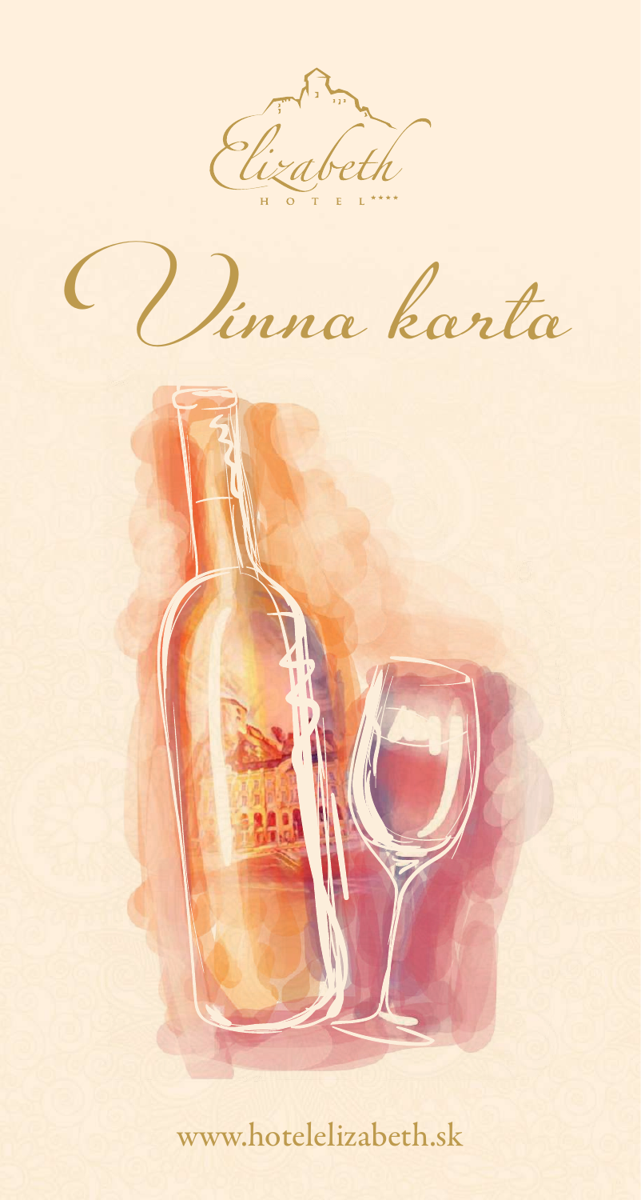Elizabeth

HOTEL ****

# Vínna karta

www.hotelelizabeth.sk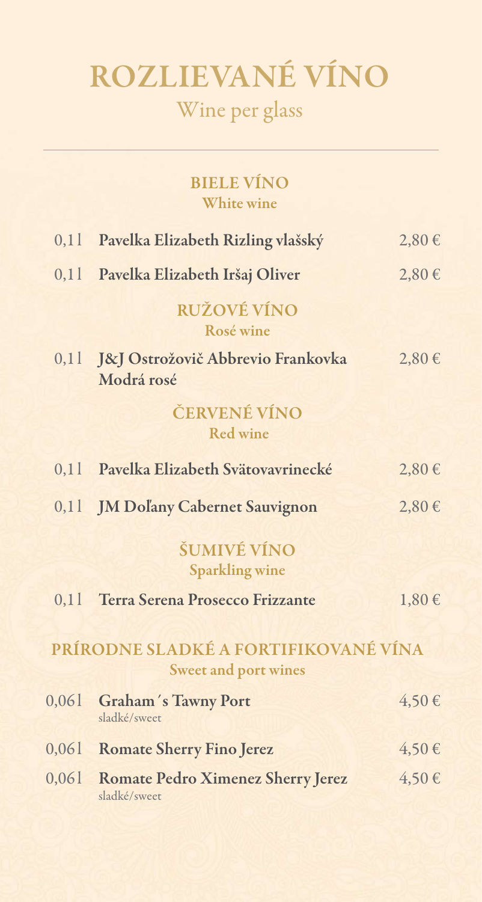# ROZLIEVANÉ VÍNO

Wine per glass

## BIELE VÍNO

White wine

| | | |
|---|---|---|
| 0,1 l | **Pavelka Elizabeth Rizling vlašský** | 2,80 € |
| 0,1 l | **Pavelka Elizabeth Iršaj Oliver** | 2,80 € |

## RUŽOVÉ VÍNO

Rosé wine

| | | |
|---|---|---|
| 0,1 l | **J&J Ostrožovič Abbrevio Frankovka Modrá rosé** | 2,80 € |

## ČERVENÉ VÍNO

Red wine

| | | |
|---|---|---|
| 0,1 l | **Pavelka Elizabeth Svätovavrinecké** | 2,80 € |
| 0,1 l | **JM Doľany Cabernet Sauvignon** | 2,80 € |

## ŠUMIVÉ VÍNO

Sparkling wine

| | | |
|---|---|---|
| 0,1 l | **Terra Serena Prosecco Frizzante** | 1,80 € |

## PRÍRODNE SLADKÉ A FORTIFIKOVANÉ VÍNA

Sweet and port wines

| | | |
|---|---|---|
| 0,06 l | **Graham´s Tawny Port**<br>sladké/sweet | 4,50 € |
| 0,06 l | **Romate Sherry Fino Jerez** | 4,50 € |
| 0,06 l | **Romate Pedro Ximenez Sherry Jerez**<br>sladké/sweet | 4,50 € |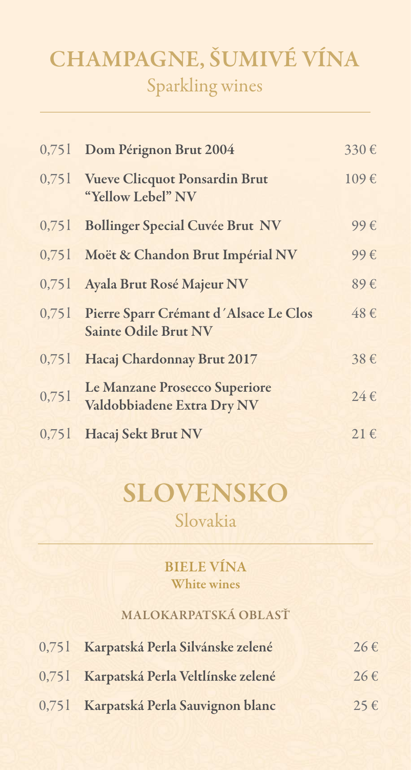# CHAMPAGNE, ŠUMIVÉ VÍNA

Sparkling wines

| | | |
|---|---|---|
| 0,75 l | **Dom Pérignon Brut 2004** | 330 € |
| 0,75 l | **Vueve Clicquot Ponsardin Brut "Yellow Lebel" NV** | 109 € |
| 0,75 l | **Bollinger Special Cuvée Brut NV** | 99 € |
| 0,75 l | **Moët & Chandon Brut Impérial NV** | 99 € |
| 0,75 l | **Ayala Brut Rosé Majeur NV** | 89 € |
| 0,75 l | **Pierre Sparr Crémant d´Alsace Le Clos Sainte Odile Brut NV** | 48 € |
| 0,75 l | **Hacaj Chardonnay Brut 2017** | 38 € |
| 0,75 l | **Le Manzane Prosecco Superiore Valdobbiadene Extra Dry NV** | 24 € |
| 0,75 l | **Hacaj Sekt Brut NV** | 21 € |

# SLOVENSKO

Slovakia

## BIELE VÍNA

**White wines**

### MALOKARPATSKÁ OBLASŤ

| | | |
|---|---|---|
| 0,75 l | **Karpatská Perla Silvánske zelené** | 26 € |
| 0,75 l | **Karpatská Perla Veltlínske zelené** | 26 € |
| 0,75 l | **Karpatská Perla Sauvignon blanc** | 25 € |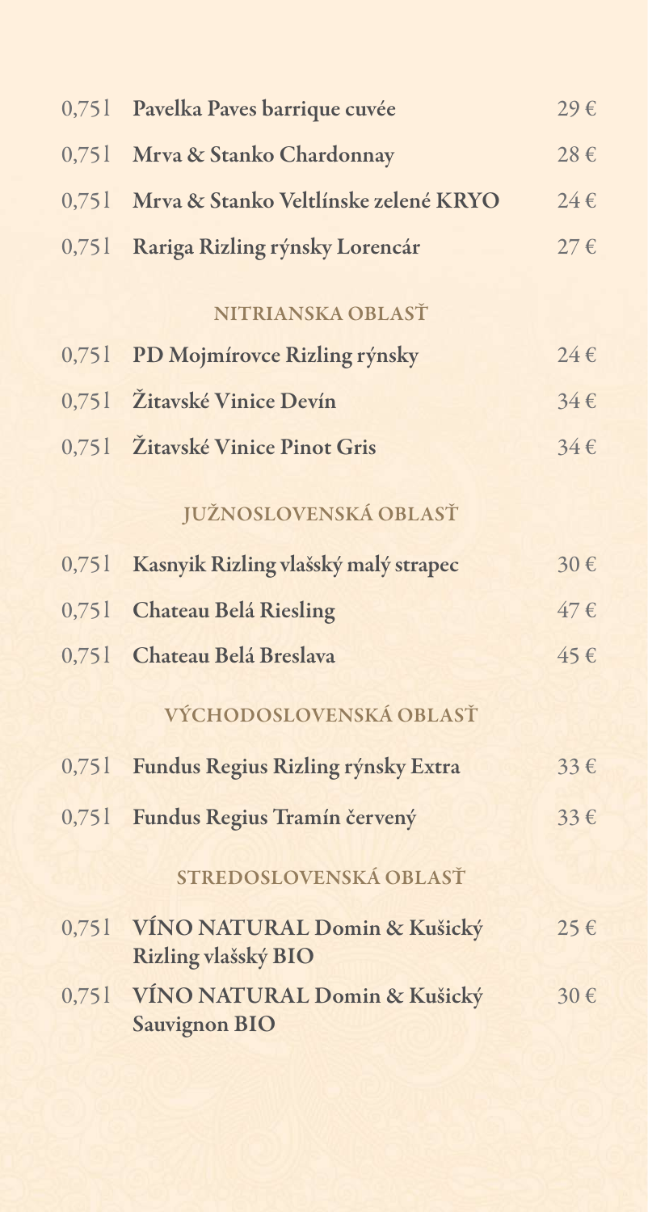| | | |
|---|---|---|
| 0,75 l | **Pavelka Paves barrique cuvée** | 29 € |
| 0,75 l | **Mrva & Stanko Chardonnay** | 28 € |
| 0,75 l | **Mrva & Stanko Veltlínske zelené KRYO** | 24 € |
| 0,75 l | **Rariga Rizling rýnsky Lorencár** | 27 € |

## NITRIANSKA OBLASŤ

| | | |
|---|---|---|
| 0,75 l | **PD Mojmírovce Rizling rýnsky** | 24 € |
| 0,75 l | **Žitavské Vinice Devín** | 34 € |
| 0,75 l | **Žitavské Vinice Pinot Gris** | 34 € |

## JUŽNOSLOVENSKÁ OBLASŤ

| | | |
|---|---|---|
| 0,75 l | **Kasnyik Rizling vlašský malý strapec** | 30 € |
| 0,75 l | **Chateau Belá Riesling** | 47 € |
| 0,75 l | **Chateau Belá Breslava** | 45 € |

## VÝCHODOSLOVENSKÁ OBLASŤ

| | | |
|---|---|---|
| 0,75 l | **Fundus Regius Rizling rýnsky Extra** | 33 € |
| 0,75 l | **Fundus Regius Tramín červený** | 33 € |

## STREDOSLOVENSKÁ OBLASŤ

| | | |
|---|---|---|
| 0,75 l | **VÍNO NATURAL Domin & Kušický Rizling vlašský BIO** | 25 € |
| 0,75 l | **VÍNO NATURAL Domin & Kušický Sauvignon BIO** | 30 € |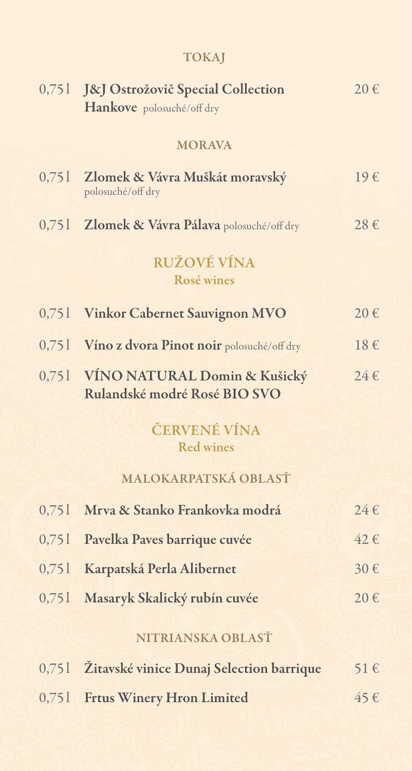### TOKAJ

| | | |
|---|---|---|
| 0,75 l | **J&J Ostrožovič Special Collection Hankove** polosuché/off dry | 20 € |

### MORAVA

| | | |
|---|---|---|
| 0,75 l | **Zlomek & Vávra Muškát moravský** polosuché/off dry | 19 € |
| 0,75 l | **Zlomek & Vávra Pálava** polosuché/off dry | 28 € |

## RUŽOVÉ VÍNA
**Rosé wines**

| | | |
|---|---|---|
| 0,75 l | **Vinkor Cabernet Sauvignon MVO** | 20 € |
| 0,75 l | **Víno z dvora Pinot noir** polosuché/off dry | 18 € |
| 0,75 l | **VÍNO NATURAL Domin & Kušický Rulandské modré Rosé BIO SVO** | 24 € |

## ČERVENÉ VÍNA
**Red wines**

### MALOKARPATSKÁ OBLASŤ

| | | |
|---|---|---|
| 0,75 l | **Mrva & Stanko Frankovka modrá** | 24 € |
| 0,75 l | **Pavelka Paves barrique cuvée** | 42 € |
| 0,75 l | **Karpatská Perla Alibernet** | 30 € |
| 0,75 l | **Masaryk Skalický rubín cuvée** | 20 € |

### NITRIANSKA OBLASŤ

| | | |
|---|---|---|
| 0,75 l | **Žitavské vinice Dunaj Selection barrique** | 51 € |
| 0,75 l | **Frtus Winery Hron Limited** | 45 € |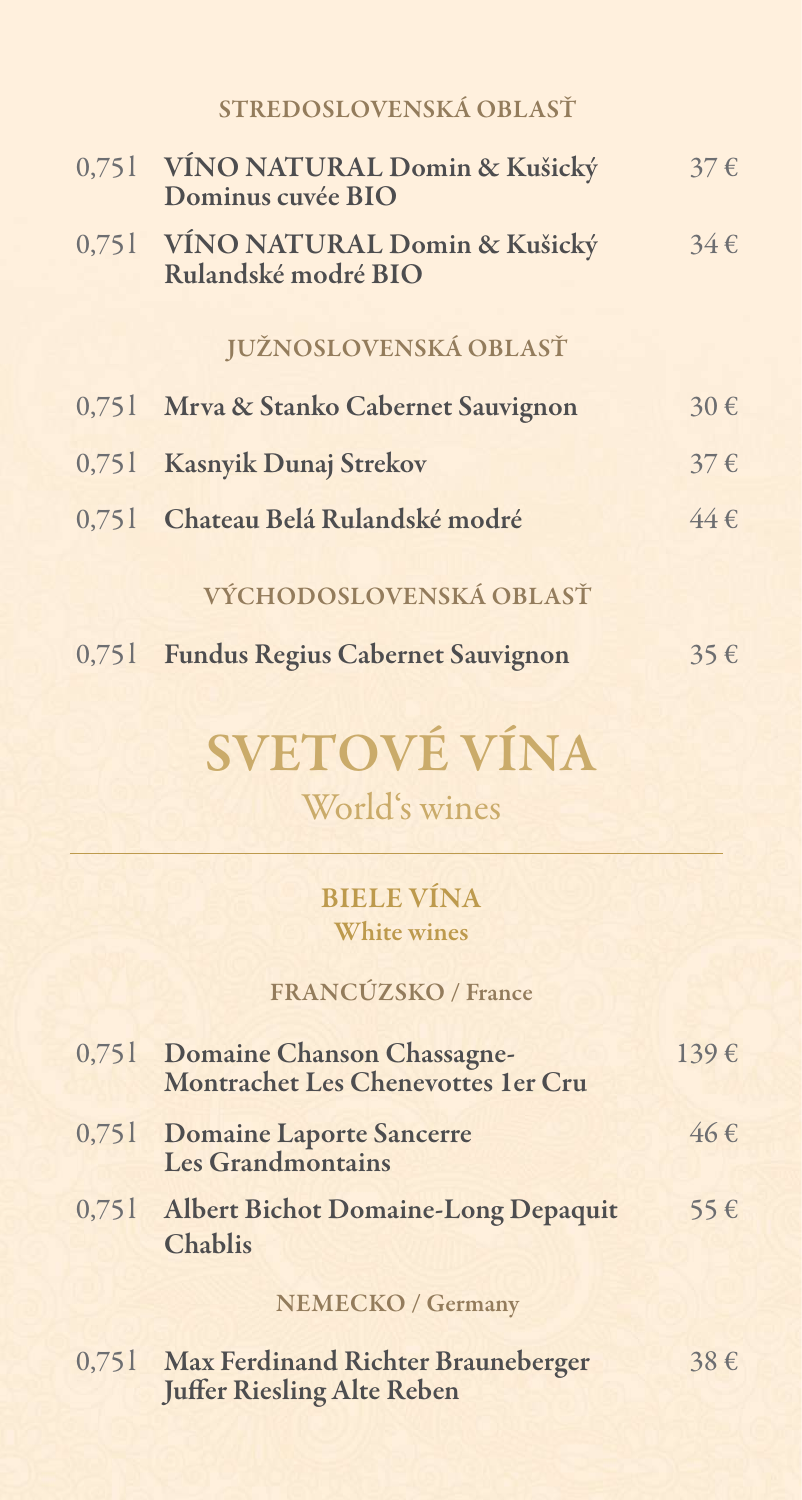### STREDOSLOVENSKÁ OBLASŤ

| | | |
|---|---|---|
| 0,75 l | **VÍNO NATURAL Domin & Kušický Dominus cuvée BIO** | 37 € |
| 0,75 l | **VÍNO NATURAL Domin & Kušický Rulandské modré BIO** | 34 € |

### JUŽNOSLOVENSKÁ OBLASŤ

| | | |
|---|---|---|
| 0,75 l | **Mrva & Stanko Cabernet Sauvignon** | 30 € |
| 0,75 l | **Kasnyik Dunaj Strekov** | 37 € |
| 0,75 l | **Chateau Belá Rulandské modré** | 44 € |

### VÝCHODOSLOVENSKÁ OBLASŤ

| | | |
|---|---|---|
| 0,75 l | **Fundus Regius Cabernet Sauvignon** | 35 € |

# SVETOVÉ VÍNA

World's wines

## BIELE VÍNA

**White wines**

### FRANCÚZSKO / France

| | | |
|---|---|---|
| 0,75 l | **Domaine Chanson Chassagne-Montrachet Les Chenevottes 1er Cru** | 139 € |
| 0,75 l | **Domaine Laporte Sancerre Les Grandmontains** | 46 € |
| 0,75 l | **Albert Bichot Domaine-Long Depaquit Chablis** | 55 € |

### NEMECKO / Germany

| | | |
|---|---|---|
| 0,75 l | **Max Ferdinand Richter Brauneberger Juffer Riesling Alte Reben** | 38 € |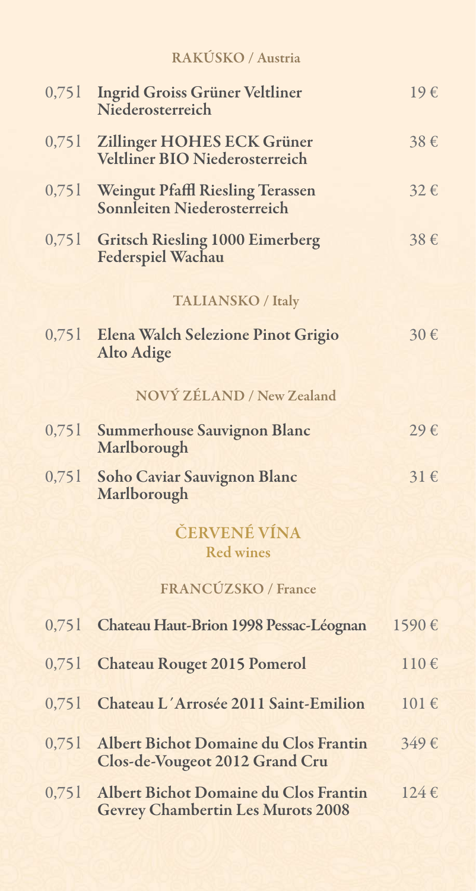### RAKÚSKO / Austria

| | | |
|---|---|---|
| 0,75 l | **Ingrid Groiss Grüner Veltliner Niederosterreich** | 19 € |
| 0,75 l | **Zillinger HOHES ECK Grüner Veltliner BIO Niederosterreich** | 38 € |
| 0,75 l | **Weingut Pfaffl Riesling Terassen Sonnleiten Niederosterreich** | 32 € |
| 0,75 l | **Gritsch Riesling 1000 Eimerberg Federspiel Wachau** | 38 € |

### TALIANSKO / Italy

| | | |
|---|---|---|
| 0,75 l | **Elena Walch Selezione Pinot Grigio Alto Adige** | 30 € |

### NOVÝ ZÉLAND / New Zealand

| | | |
|---|---|---|
| 0,75 l | **Summerhouse Sauvignon Blanc Marlborough** | 29 € |
| 0,75 l | **Soho Caviar Sauvignon Blanc Marlborough** | 31 € |

## ČERVENÉ VÍNA
**Red wines**

### FRANCÚZSKO / France

| | | |
|---|---|---|
| 0,75 l | **Chateau Haut-Brion 1998 Pessac-Léognan** | 1590 € |
| 0,75 l | **Chateau Rouget 2015 Pomerol** | 110 € |
| 0,75 l | **Chateau L´Arrosée 2011 Saint-Emilion** | 101 € |
| 0,75 l | **Albert Bichot Domaine du Clos Frantin Clos-de-Vougeot 2012 Grand Cru** | 349 € |
| 0,75 l | **Albert Bichot Domaine du Clos Frantin Gevrey Chambertin Les Murots 2008** | 124 € |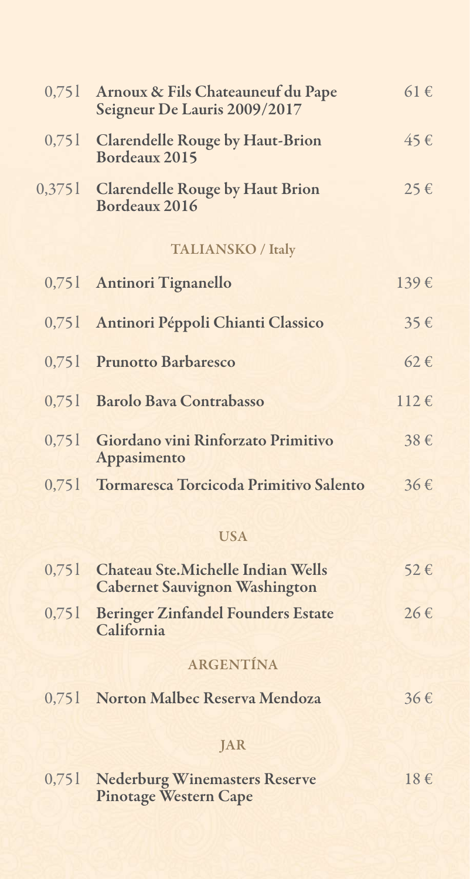| | | |
|---|---|---|
| 0,75 l | **Arnoux & Fils Chateauneuf du Pape Seigneur De Lauris 2009/2017** | 61 € |
| 0,75 l | **Clarendelle Rouge by Haut-Brion Bordeaux 2015** | 45 € |
| 0,375 l | **Clarendelle Rouge by Haut Brion Bordeaux 2016** | 25 € |

## TALIANSKO / Italy

| | | |
|---|---|---|
| 0,75 l | **Antinori Tignanello** | 139 € |
| 0,75 l | **Antinori Péppoli Chianti Classico** | 35 € |
| 0,75 l | **Prunotto Barbaresco** | 62 € |
| 0,75 l | **Barolo Bava Contrabasso** | 112 € |
| 0,75 l | **Giordano vini Rinforzato Primitivo Appasimento** | 38 € |
| 0,75 l | **Tormaresca Torcicoda Primitivo Salento** | 36 € |

## USA

| | | |
|---|---|---|
| 0,75 l | **Chateau Ste.Michelle Indian Wells Cabernet Sauvignon Washington** | 52 € |
| 0,75 l | **Beringer Zinfandel Founders Estate California** | 26 € |

## ARGENTÍNA

| | | |
|---|---|---|
| 0,75 l | **Norton Malbec Reserva Mendoza** | 36 € |

## JAR

| | | |
|---|---|---|
| 0,75 l | **Nederburg Winemasters Reserve Pinotage Western Cape** | 18 € |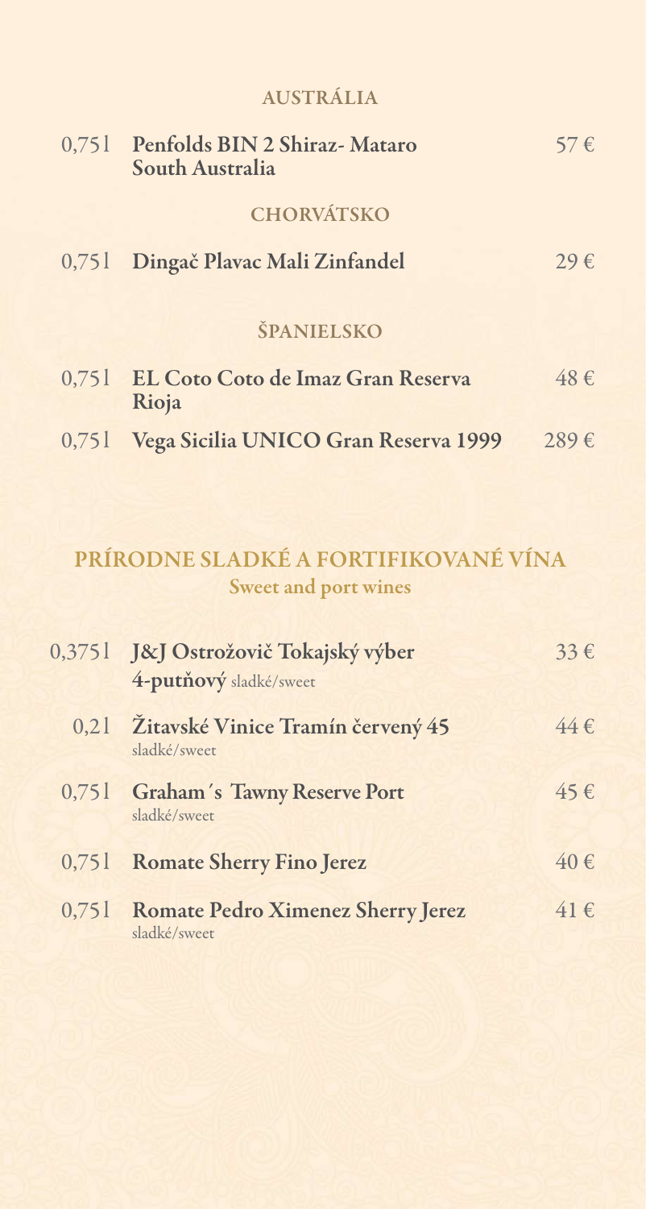## AUSTRÁLIA

| | | |
|---|---|---|
| 0,75 l | **Penfolds BIN 2 Shiraz- Mataro South Australia** | 57 € |

## CHORVÁTSKO

| | | |
|---|---|---|
| 0,75 l | **Dingač Plavac Mali Zinfandel** | 29 € |

## ŠPANIELSKO

| | | |
|---|---|---|
| 0,75 l | **EL Coto Coto de Imaz Gran Reserva Rioja** | 48 € |
| 0,75 l | **Vega Sicilia UNICO Gran Reserva 1999** | 289 € |

# PRÍRODNE SLADKÉ A FORTIFIKOVANÉ VÍNA

## Sweet and port wines

| | | |
|---|---|---|
| 0,375 l | **J&J Ostrožovič Tokajský výber 4-putňový** sladké/sweet | 33 € |
| 0,2 l | **Žitavské Vinice Tramín červený 45** sladké/sweet | 44 € |
| 0,75 l | **Graham´s Tawny Reserve Port** sladké/sweet | 45 € |
| 0,75 l | **Romate Sherry Fino Jerez** | 40 € |
| 0,75 l | **Romate Pedro Ximenez Sherry Jerez** sladké/sweet | 41 € |